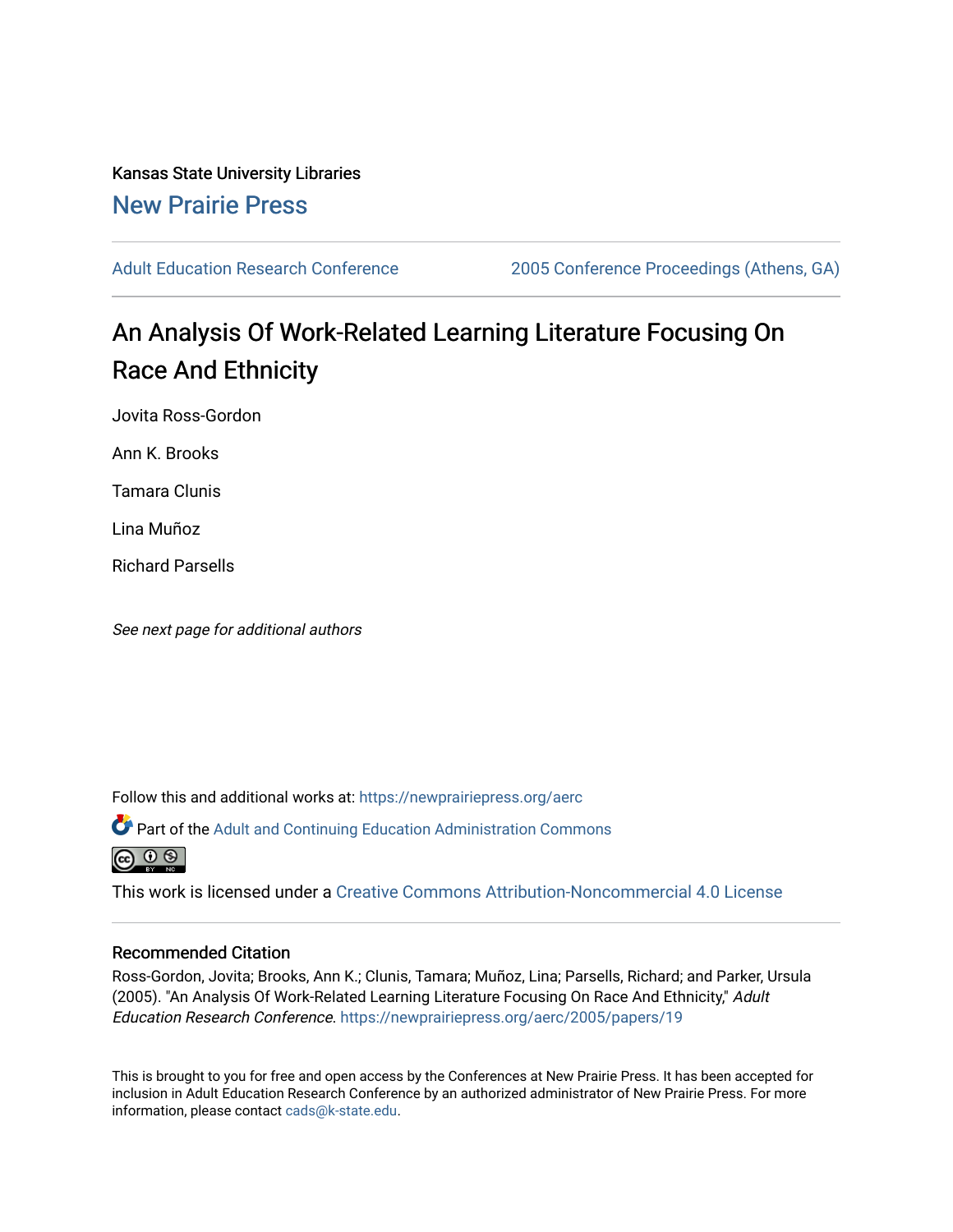Kansas State University Libraries

New Prairie Press

Adult Education Research Conference

2005 Conference Proceedings (Athens, GA)

# An Analysis Of Work-Related Learning Literature Focusing On Race And Ethnicity

Jovita Ross-Gordon

Ann K. Brooks

Tamara Clunis

Lina Muñoz

Richard Parsells

*See next page for additional authors*

Follow this and additional works at: https://newprairiepress.org/aerc

Part of the Adult and Continuing Education Administration Commons

This work is licensed under a Creative Commons Attribution-Noncommercial 4.0 License

## Recommended Citation

Ross-Gordon, Jovita; Brooks, Ann K.; Clunis, Tamara; Muñoz, Lina; Parsells, Richard; and Parker, Ursula (2005). "An Analysis Of Work-Related Learning Literature Focusing On Race And Ethnicity," *Adult Education Research Conference*. https://newprairiepress.org/aerc/2005/papers/19

This is brought to you for free and open access by the Conferences at New Prairie Press. It has been accepted for inclusion in Adult Education Research Conference by an authorized administrator of New Prairie Press. For more information, please contact cads@k-state.edu.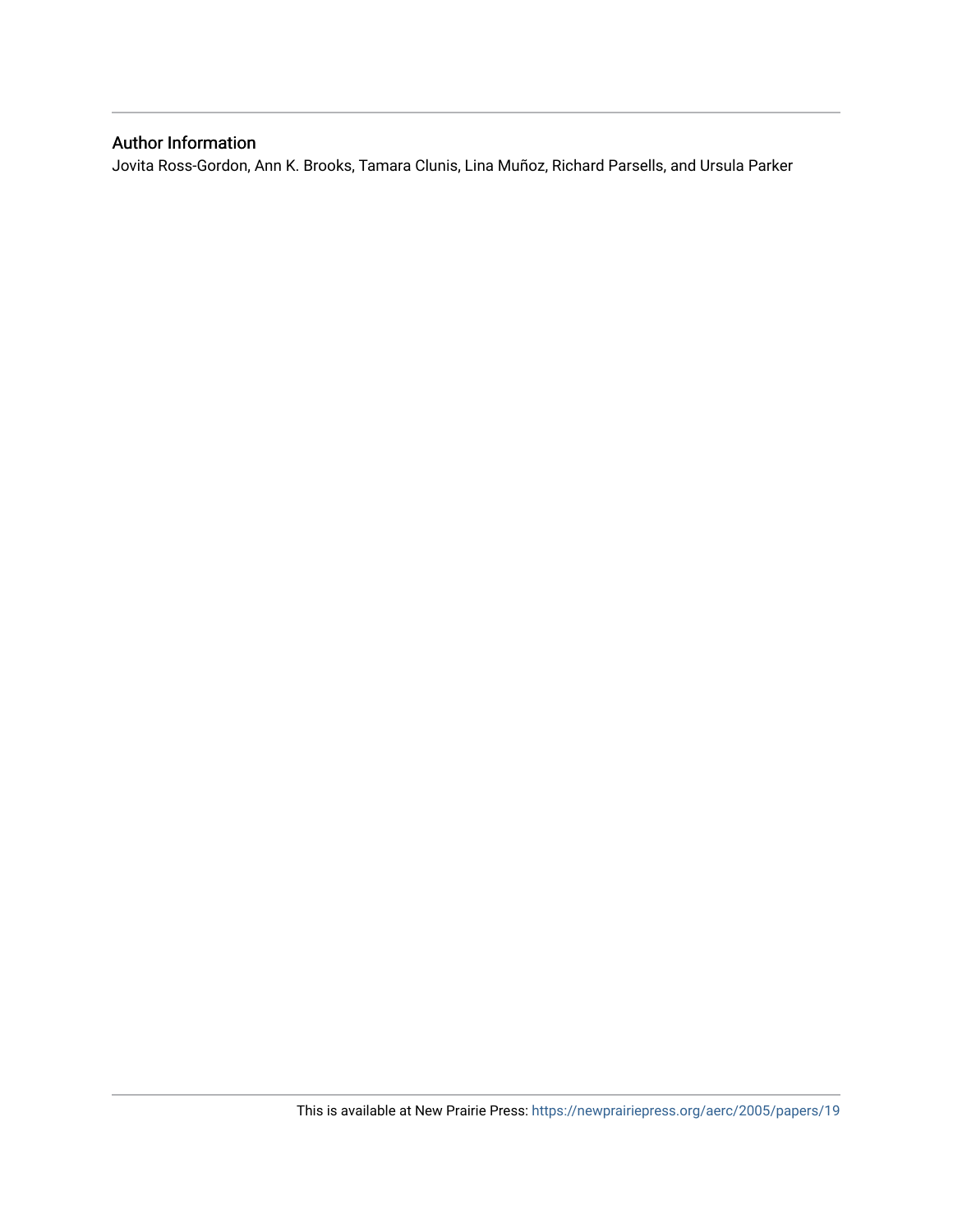## Author Information

Jovita Ross-Gordon, Ann K. Brooks, Tamara Clunis, Lina Muñoz, Richard Parsells, and Ursula Parker

This is available at New Prairie Press: https://newprairiepress.org/aerc/2005/papers/19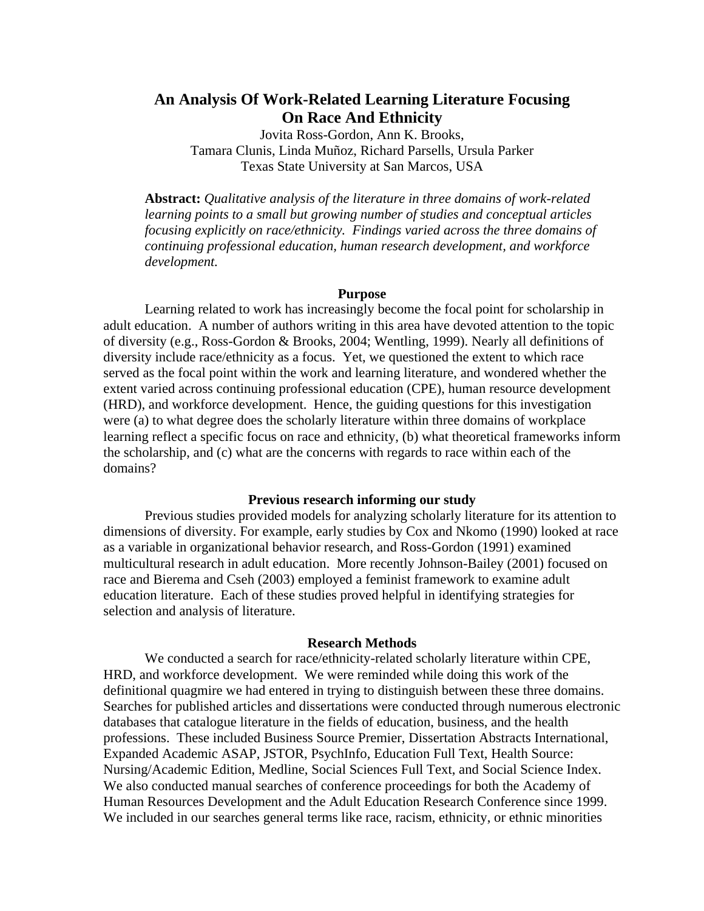# An Analysis Of Work-Related Learning Literature Focusing On Race And Ethnicity

Jovita Ross-Gordon, Ann K. Brooks,
Tamara Clunis, Linda Muñoz, Richard Parsells, Ursula Parker
Texas State University at San Marcos, USA

**Abstract:** *Qualitative analysis of the literature in three domains of work-related learning points to a small but growing number of studies and conceptual articles focusing explicitly on race/ethnicity. Findings varied across the three domains of continuing professional education, human research development, and workforce development.*

## Purpose

Learning related to work has increasingly become the focal point for scholarship in adult education. A number of authors writing in this area have devoted attention to the topic of diversity (e.g., Ross-Gordon & Brooks, 2004; Wentling, 1999). Nearly all definitions of diversity include race/ethnicity as a focus. Yet, we questioned the extent to which race served as the focal point within the work and learning literature, and wondered whether the extent varied across continuing professional education (CPE), human resource development (HRD), and workforce development. Hence, the guiding questions for this investigation were (a) to what degree does the scholarly literature within three domains of workplace learning reflect a specific focus on race and ethnicity, (b) what theoretical frameworks inform the scholarship, and (c) what are the concerns with regards to race within each of the domains?

## Previous research informing our study

Previous studies provided models for analyzing scholarly literature for its attention to dimensions of diversity. For example, early studies by Cox and Nkomo (1990) looked at race as a variable in organizational behavior research, and Ross-Gordon (1991) examined multicultural research in adult education. More recently Johnson-Bailey (2001) focused on race and Bierema and Cseh (2003) employed a feminist framework to examine adult education literature. Each of these studies proved helpful in identifying strategies for selection and analysis of literature.

## Research Methods

We conducted a search for race/ethnicity-related scholarly literature within CPE, HRD, and workforce development. We were reminded while doing this work of the definitional quagmire we had entered in trying to distinguish between these three domains. Searches for published articles and dissertations were conducted through numerous electronic databases that catalogue literature in the fields of education, business, and the health professions. These included Business Source Premier, Dissertation Abstracts International, Expanded Academic ASAP, JSTOR, PsychInfo, Education Full Text, Health Source: Nursing/Academic Edition, Medline, Social Sciences Full Text, and Social Science Index. We also conducted manual searches of conference proceedings for both the Academy of Human Resources Development and the Adult Education Research Conference since 1999. We included in our searches general terms like race, racism, ethnicity, or ethnic minorities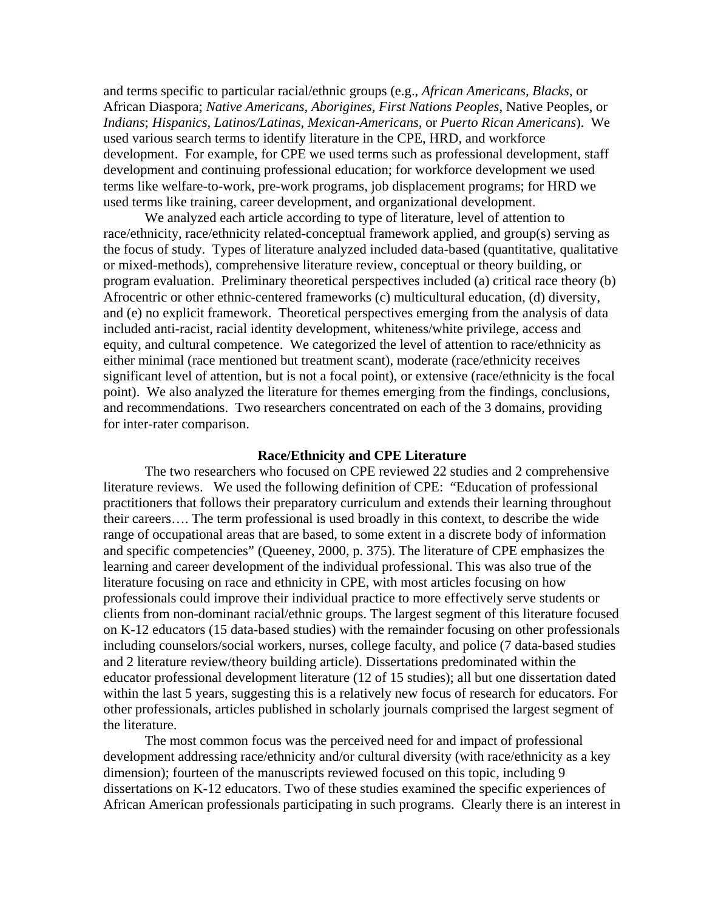and terms specific to particular racial/ethnic groups (e.g., *African Americans, Blacks*, or African Diaspora; *Native Americans*, *Aborigines*, *First Nations Peoples*, Native Peoples, or *Indians*; *Hispanics*, *Latinos/Latinas*, *Mexican-Americans*, or *Puerto Rican Americans*). We used various search terms to identify literature in the CPE, HRD, and workforce development. For example, for CPE we used terms such as professional development, staff development and continuing professional education; for workforce development we used terms like welfare-to-work, pre-work programs, job displacement programs; for HRD we used terms like training, career development, and organizational development.

We analyzed each article according to type of literature, level of attention to race/ethnicity, race/ethnicity related-conceptual framework applied, and group(s) serving as the focus of study. Types of literature analyzed included data-based (quantitative, qualitative or mixed-methods), comprehensive literature review, conceptual or theory building, or program evaluation. Preliminary theoretical perspectives included (a) critical race theory (b) Afrocentric or other ethnic-centered frameworks (c) multicultural education, (d) diversity, and (e) no explicit framework. Theoretical perspectives emerging from the analysis of data included anti-racist, racial identity development, whiteness/white privilege, access and equity, and cultural competence. We categorized the level of attention to race/ethnicity as either minimal (race mentioned but treatment scant), moderate (race/ethnicity receives significant level of attention, but is not a focal point), or extensive (race/ethnicity is the focal point). We also analyzed the literature for themes emerging from the findings, conclusions, and recommendations. Two researchers concentrated on each of the 3 domains, providing for inter-rater comparison.

## Race/Ethnicity and CPE Literature

The two researchers who focused on CPE reviewed 22 studies and 2 comprehensive literature reviews. We used the following definition of CPE: "Education of professional practitioners that follows their preparatory curriculum and extends their learning throughout their careers…. The term professional is used broadly in this context, to describe the wide range of occupational areas that are based, to some extent in a discrete body of information and specific competencies" (Queeney, 2000, p. 375). The literature of CPE emphasizes the learning and career development of the individual professional. This was also true of the literature focusing on race and ethnicity in CPE, with most articles focusing on how professionals could improve their individual practice to more effectively serve students or clients from non-dominant racial/ethnic groups. The largest segment of this literature focused on K-12 educators (15 data-based studies) with the remainder focusing on other professionals including counselors/social workers, nurses, college faculty, and police (7 data-based studies and 2 literature review/theory building article). Dissertations predominated within the educator professional development literature (12 of 15 studies); all but one dissertation dated within the last 5 years, suggesting this is a relatively new focus of research for educators. For other professionals, articles published in scholarly journals comprised the largest segment of the literature.

The most common focus was the perceived need for and impact of professional development addressing race/ethnicity and/or cultural diversity (with race/ethnicity as a key dimension); fourteen of the manuscripts reviewed focused on this topic, including 9 dissertations on K-12 educators. Two of these studies examined the specific experiences of African American professionals participating in such programs. Clearly there is an interest in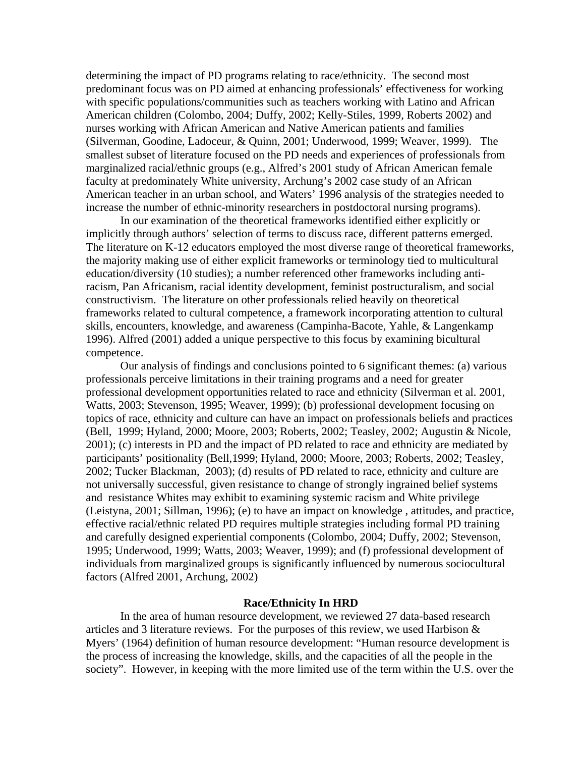determining the impact of PD programs relating to race/ethnicity. The second most predominant focus was on PD aimed at enhancing professionals' effectiveness for working with specific populations/communities such as teachers working with Latino and African American children (Colombo, 2004; Duffy, 2002; Kelly-Stiles, 1999, Roberts 2002) and nurses working with African American and Native American patients and families (Silverman, Goodine, Ladoceur, & Quinn, 2001; Underwood, 1999; Weaver, 1999). The smallest subset of literature focused on the PD needs and experiences of professionals from marginalized racial/ethnic groups (e.g., Alfred's 2001 study of African American female faculty at predominately White university, Archung's 2002 case study of an African American teacher in an urban school, and Waters' 1996 analysis of the strategies needed to increase the number of ethnic-minority researchers in postdoctoral nursing programs).

In our examination of the theoretical frameworks identified either explicitly or implicitly through authors' selection of terms to discuss race, different patterns emerged. The literature on K-12 educators employed the most diverse range of theoretical frameworks, the majority making use of either explicit frameworks or terminology tied to multicultural education/diversity (10 studies); a number referenced other frameworks including anti-racism, Pan Africanism, racial identity development, feminist postructuralism, and social constructivism. The literature on other professionals relied heavily on theoretical frameworks related to cultural competence, a framework incorporating attention to cultural skills, encounters, knowledge, and awareness (Campinha-Bacote, Yahle, & Langenkamp 1996). Alfred (2001) added a unique perspective to this focus by examining bicultural competence.

Our analysis of findings and conclusions pointed to 6 significant themes: (a) various professionals perceive limitations in their training programs and a need for greater professional development opportunities related to race and ethnicity (Silverman et al. 2001, Watts, 2003; Stevenson, 1995; Weaver, 1999); (b) professional development focusing on topics of race, ethnicity and culture can have an impact on professionals beliefs and practices (Bell, 1999; Hyland, 2000; Moore, 2003; Roberts, 2002; Teasley, 2002; Augustin & Nicole, 2001); (c) interests in PD and the impact of PD related to race and ethnicity are mediated by participants' positionality (Bell,1999; Hyland, 2000; Moore, 2003; Roberts, 2002; Teasley, 2002; Tucker Blackman, 2003); (d) results of PD related to race, ethnicity and culture are not universally successful, given resistance to change of strongly ingrained belief systems and resistance Whites may exhibit to examining systemic racism and White privilege (Leistyna, 2001; Sillman, 1996); (e) to have an impact on knowledge , attitudes, and practice, effective racial/ethnic related PD requires multiple strategies including formal PD training and carefully designed experiential components (Colombo, 2004; Duffy, 2002; Stevenson, 1995; Underwood, 1999; Watts, 2003; Weaver, 1999); and (f) professional development of individuals from marginalized groups is significantly influenced by numerous sociocultural factors (Alfred 2001, Archung, 2002)

## Race/Ethnicity In HRD

In the area of human resource development, we reviewed 27 data-based research articles and 3 literature reviews. For the purposes of this review, we used Harbison & Myers' (1964) definition of human resource development: "Human resource development is the process of increasing the knowledge, skills, and the capacities of all the people in the society". However, in keeping with the more limited use of the term within the U.S. over the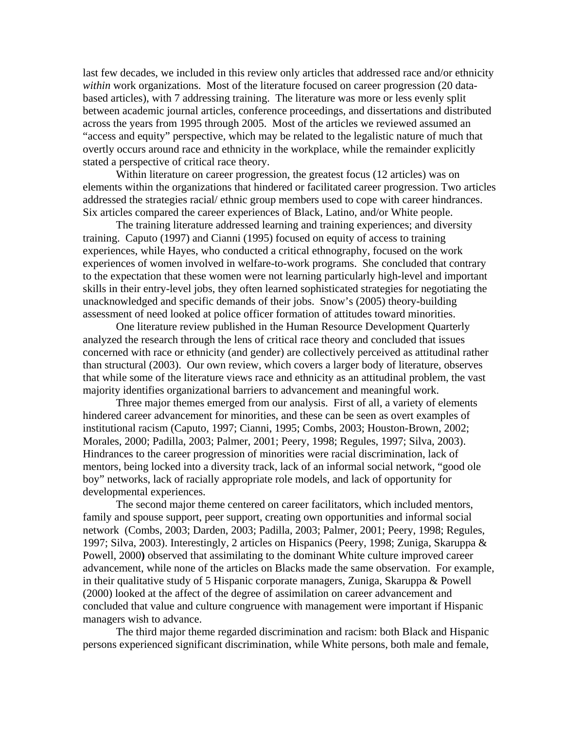last few decades, we included in this review only articles that addressed race and/or ethnicity *within* work organizations. Most of the literature focused on career progression (20 data-based articles), with 7 addressing training. The literature was more or less evenly split between academic journal articles, conference proceedings, and dissertations and distributed across the years from 1995 through 2005. Most of the articles we reviewed assumed an "access and equity" perspective, which may be related to the legalistic nature of much that overtly occurs around race and ethnicity in the workplace, while the remainder explicitly stated a perspective of critical race theory.

Within literature on career progression, the greatest focus (12 articles) was on elements within the organizations that hindered or facilitated career progression. Two articles addressed the strategies racial/ ethnic group members used to cope with career hindrances. Six articles compared the career experiences of Black, Latino, and/or White people.

The training literature addressed learning and training experiences; and diversity training. Caputo (1997) and Cianni (1995) focused on equity of access to training experiences, while Hayes, who conducted a critical ethnography, focused on the work experiences of women involved in welfare-to-work programs. She concluded that contrary to the expectation that these women were not learning particularly high-level and important skills in their entry-level jobs, they often learned sophisticated strategies for negotiating the unacknowledged and specific demands of their jobs. Snow's (2005) theory-building assessment of need looked at police officer formation of attitudes toward minorities.

One literature review published in the Human Resource Development Quarterly analyzed the research through the lens of critical race theory and concluded that issues concerned with race or ethnicity (and gender) are collectively perceived as attitudinal rather than structural (2003). Our own review, which covers a larger body of literature, observes that while some of the literature views race and ethnicity as an attitudinal problem, the vast majority identifies organizational barriers to advancement and meaningful work.

Three major themes emerged from our analysis. First of all, a variety of elements hindered career advancement for minorities, and these can be seen as overt examples of institutional racism (Caputo, 1997; Cianni, 1995; Combs, 2003; Houston-Brown, 2002; Morales, 2000; Padilla, 2003; Palmer, 2001; Peery, 1998; Regules, 1997; Silva, 2003). Hindrances to the career progression of minorities were racial discrimination, lack of mentors, being locked into a diversity track, lack of an informal social network, "good ole boy" networks, lack of racially appropriate role models, and lack of opportunity for developmental experiences.

The second major theme centered on career facilitators, which included mentors, family and spouse support, peer support, creating own opportunities and informal social network (Combs, 2003; Darden, 2003; Padilla, 2003; Palmer, 2001; Peery, 1998; Regules, 1997; Silva, 2003). Interestingly, 2 articles on Hispanics (Peery, 1998; Zuniga, Skaruppa & Powell, 2000**)** observed that assimilating to the dominant White culture improved career advancement, while none of the articles on Blacks made the same observation. For example, in their qualitative study of 5 Hispanic corporate managers, Zuniga, Skaruppa & Powell (2000) looked at the affect of the degree of assimilation on career advancement and concluded that value and culture congruence with management were important if Hispanic managers wish to advance.

The third major theme regarded discrimination and racism: both Black and Hispanic persons experienced significant discrimination, while White persons, both male and female,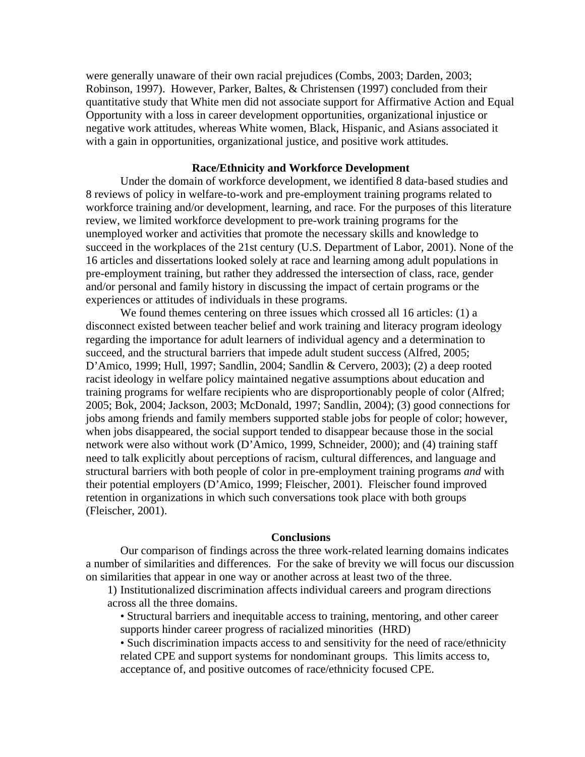were generally unaware of their own racial prejudices (Combs, 2003; Darden, 2003; Robinson, 1997). However, Parker, Baltes, & Christensen (1997) concluded from their quantitative study that White men did not associate support for Affirmative Action and Equal Opportunity with a loss in career development opportunities, organizational injustice or negative work attitudes, whereas White women, Black, Hispanic, and Asians associated it with a gain in opportunities, organizational justice, and positive work attitudes.

### Race/Ethnicity and Workforce Development

Under the domain of workforce development, we identified 8 data-based studies and 8 reviews of policy in welfare-to-work and pre-employment training programs related to workforce training and/or development, learning, and race. For the purposes of this literature review, we limited workforce development to pre-work training programs for the unemployed worker and activities that promote the necessary skills and knowledge to succeed in the workplaces of the 21st century (U.S. Department of Labor, 2001). None of the 16 articles and dissertations looked solely at race and learning among adult populations in pre-employment training, but rather they addressed the intersection of class, race, gender and/or personal and family history in discussing the impact of certain programs or the experiences or attitudes of individuals in these programs.

We found themes centering on three issues which crossed all 16 articles: (1) a disconnect existed between teacher belief and work training and literacy program ideology regarding the importance for adult learners of individual agency and a determination to succeed, and the structural barriers that impede adult student success (Alfred, 2005; D'Amico, 1999; Hull, 1997; Sandlin, 2004; Sandlin & Cervero, 2003); (2) a deep rooted racist ideology in welfare policy maintained negative assumptions about education and training programs for welfare recipients who are disproportionably people of color (Alfred; 2005; Bok, 2004; Jackson, 2003; McDonald, 1997; Sandlin, 2004); (3) good connections for jobs among friends and family members supported stable jobs for people of color; however, when jobs disappeared, the social support tended to disappear because those in the social network were also without work (D'Amico, 1999, Schneider, 2000); and (4) training staff need to talk explicitly about perceptions of racism, cultural differences, and language and structural barriers with both people of color in pre-employment training programs *and* with their potential employers (D'Amico, 1999; Fleischer, 2001). Fleischer found improved retention in organizations in which such conversations took place with both groups (Fleischer, 2001).

### Conclusions

Our comparison of findings across the three work-related learning domains indicates a number of similarities and differences. For the sake of brevity we will focus our discussion on similarities that appear in one way or another across at least two of the three.

1) Institutionalized discrimination affects individual careers and program directions across all the three domains.

- Structural barriers and inequitable access to training, mentoring, and other career supports hinder career progress of racialized minorities (HRD)
- Such discrimination impacts access to and sensitivity for the need of race/ethnicity related CPE and support systems for nondominant groups. This limits access to, acceptance of, and positive outcomes of race/ethnicity focused CPE.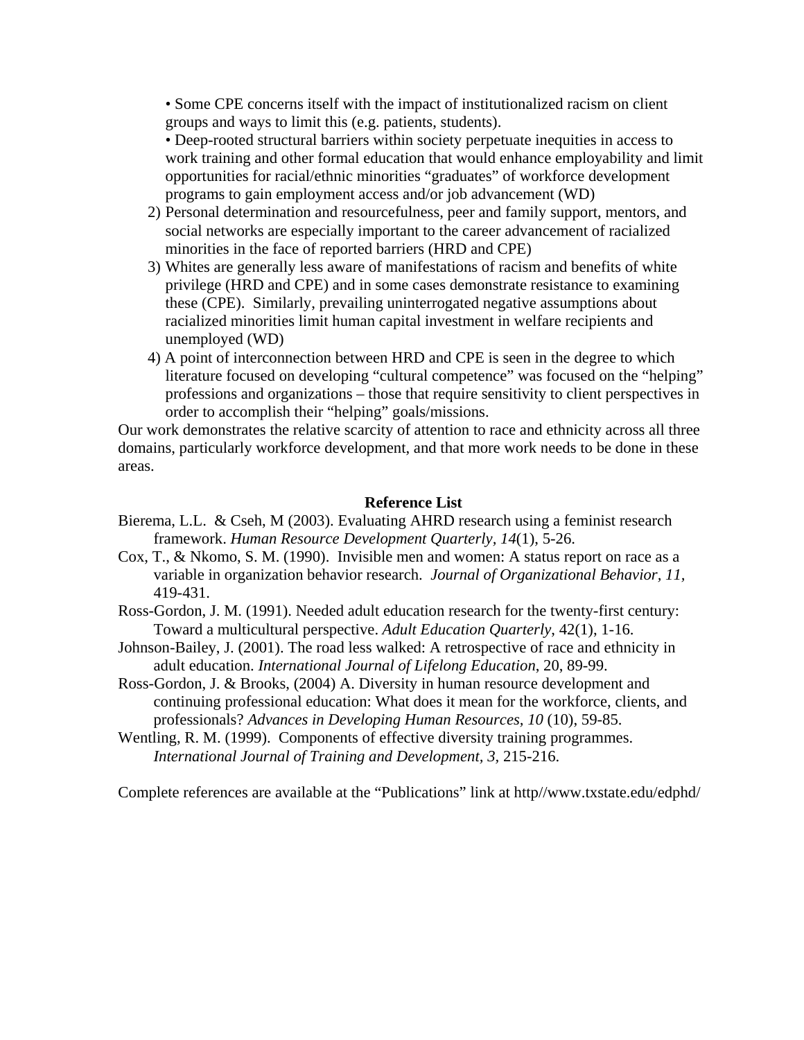• Some CPE concerns itself with the impact of institutionalized racism on client groups and ways to limit this (e.g. patients, students).

• Deep-rooted structural barriers within society perpetuate inequities in access to work training and other formal education that would enhance employability and limit opportunities for racial/ethnic minorities "graduates" of workforce development programs to gain employment access and/or job advancement (WD)

2) Personal determination and resourcefulness, peer and family support, mentors, and social networks are especially important to the career advancement of racialized minorities in the face of reported barriers (HRD and CPE)
3) Whites are generally less aware of manifestations of racism and benefits of white privilege (HRD and CPE) and in some cases demonstrate resistance to examining these (CPE). Similarly, prevailing uninterrogated negative assumptions about racialized minorities limit human capital investment in welfare recipients and unemployed (WD)
4) A point of interconnection between HRD and CPE is seen in the degree to which literature focused on developing "cultural competence" was focused on the "helping" professions and organizations – those that require sensitivity to client perspectives in order to accomplish their "helping" goals/missions.

Our work demonstrates the relative scarcity of attention to race and ethnicity across all three domains, particularly workforce development, and that more work needs to be done in these areas.

**Reference List**

Bierema, L.L. & Cseh, M (2003). Evaluating AHRD research using a feminist research framework. *Human Resource Development Quarterly, 14*(1), 5-26.

Cox, T., & Nkomo, S. M. (1990). Invisible men and women: A status report on race as a variable in organization behavior research. *Journal of Organizational Behavior, 11,* 419-431.

Ross-Gordon, J. M. (1991). Needed adult education research for the twenty-first century: Toward a multicultural perspective. *Adult Education Quarterly*, 42(1), 1-16.

Johnson-Bailey, J. (2001). The road less walked: A retrospective of race and ethnicity in adult education. *International Journal of Lifelong Education*, 20, 89-99.

Ross-Gordon, J. & Brooks, (2004) A. Diversity in human resource development and continuing professional education: What does it mean for the workforce, clients, and professionals? *Advances in Developing Human Resources, 10* (10), 59-85.

Wentling, R. M. (1999). Components of effective diversity training programmes. *International Journal of Training and Development, 3,* 215-216.

Complete references are available at the "Publications" link at http//www.txstate.edu/edphd/